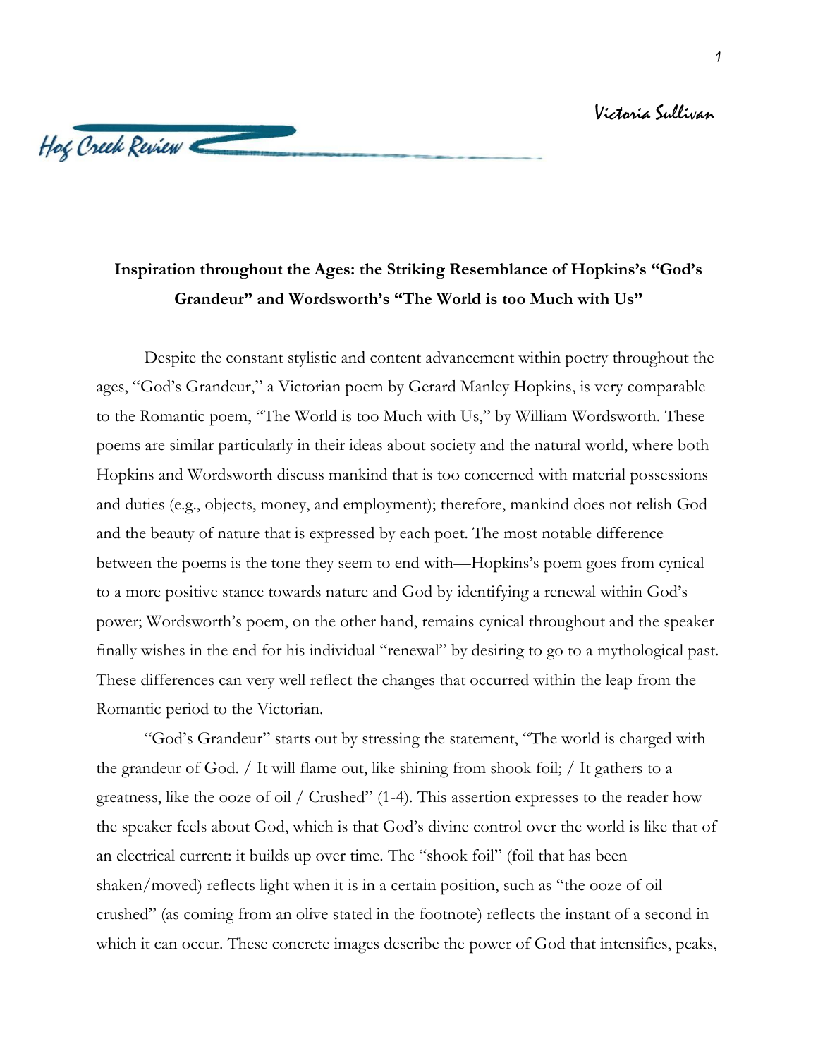Victoria Sullivan

Hog Creek Review

## Inspiration throughout the Ages: the Striking Resemblance of Hopkins's "God's Grandeur" and Wordsworth's "The World is too Much with Us"

Despite the constant stylistic and content advancement within poetry throughout the ages, "God's Grandeur," a Victorian poem by Gerard Manley Hopkins, is very comparable to the Romantic poem, "The World is too Much with Us," by William Wordsworth. These poems are similar particularly in their ideas about society and the natural world, where both Hopkins and Wordsworth discuss mankind that is too concerned with material possessions and duties (e.g., objects, money, and employment); therefore, mankind does not relish God and the beauty of nature that is expressed by each poet. The most notable difference between the poems is the tone they seem to end with—Hopkins's poem goes from cynical to a more positive stance towards nature and God by identifying a renewal within God's power; Wordsworth's poem, on the other hand, remains cynical throughout and the speaker finally wishes in the end for his individual "renewal" by desiring to go to a mythological past. These differences can very well reflect the changes that occurred within the leap from the Romantic period to the Victorian.

"God's Grandeur" starts out by stressing the statement, "The world is charged with the grandeur of God. / It will flame out, like shining from shook foil; / It gathers to a greatness, like the ooze of oil / Crushed" (1-4). This assertion expresses to the reader how the speaker feels about God, which is that God's divine control over the world is like that of an electrical current: it builds up over time. The "shook foil" (foil that has been shaken/moved) reflects light when it is in a certain position, such as "the ooze of oil crushed" (as coming from an olive stated in the footnote) reflects the instant of a second in which it can occur. These concrete images describe the power of God that intensifies, peaks,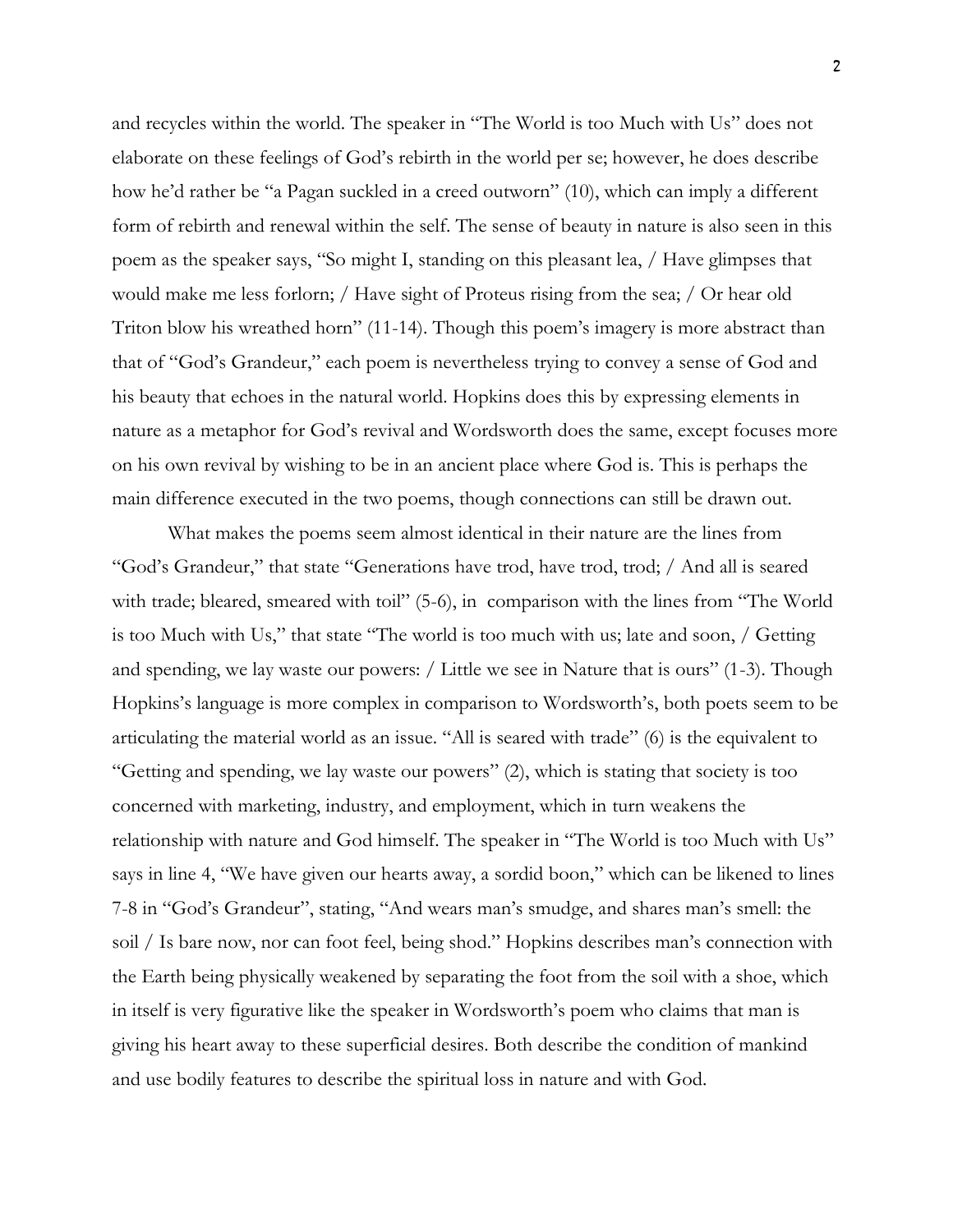and recycles within the world. The speaker in "The World is too Much with Us" does not elaborate on these feelings of God's rebirth in the world per se; however, he does describe how he'd rather be "a Pagan suckled in a creed outworn" (10), which can imply a different form of rebirth and renewal within the self. The sense of beauty in nature is also seen in this poem as the speaker says, "So might I, standing on this pleasant lea, / Have glimpses that would make me less forlorn; / Have sight of Proteus rising from the sea; / Or hear old Triton blow his wreathed horn" (11-14). Though this poem's imagery is more abstract than that of "God's Grandeur," each poem is nevertheless trying to convey a sense of God and his beauty that echoes in the natural world. Hopkins does this by expressing elements in nature as a metaphor for God's revival and Wordsworth does the same, except focuses more on his own revival by wishing to be in an ancient place where God is. This is perhaps the main difference executed in the two poems, though connections can still be drawn out.

What makes the poems seem almost identical in their nature are the lines from "God's Grandeur," that state "Generations have trod, have trod, trod; / And all is seared with trade; bleared, smeared with toil" (5-6), in comparison with the lines from "The World is too Much with Us," that state "The world is too much with us; late and soon, / Getting and spending, we lay waste our powers: / Little we see in Nature that is ours" (1-3). Though Hopkins's language is more complex in comparison to Wordsworth's, both poets seem to be articulating the material world as an issue. "All is seared with trade" (6) is the equivalent to "Getting and spending, we lay waste our powers" (2), which is stating that society is too concerned with marketing, industry, and employment, which in turn weakens the relationship with nature and God himself. The speaker in "The World is too Much with Us" says in line 4, "We have given our hearts away, a sordid boon," which can be likened to lines 7-8 in "God's Grandeur", stating, "And wears man's smudge, and shares man's smell: the soil / Is bare now, nor can foot feel, being shod." Hopkins describes man's connection with the Earth being physically weakened by separating the foot from the soil with a shoe, which in itself is very figurative like the speaker in Wordsworth's poem who claims that man is giving his heart away to these superficial desires. Both describe the condition of mankind and use bodily features to describe the spiritual loss in nature and with God.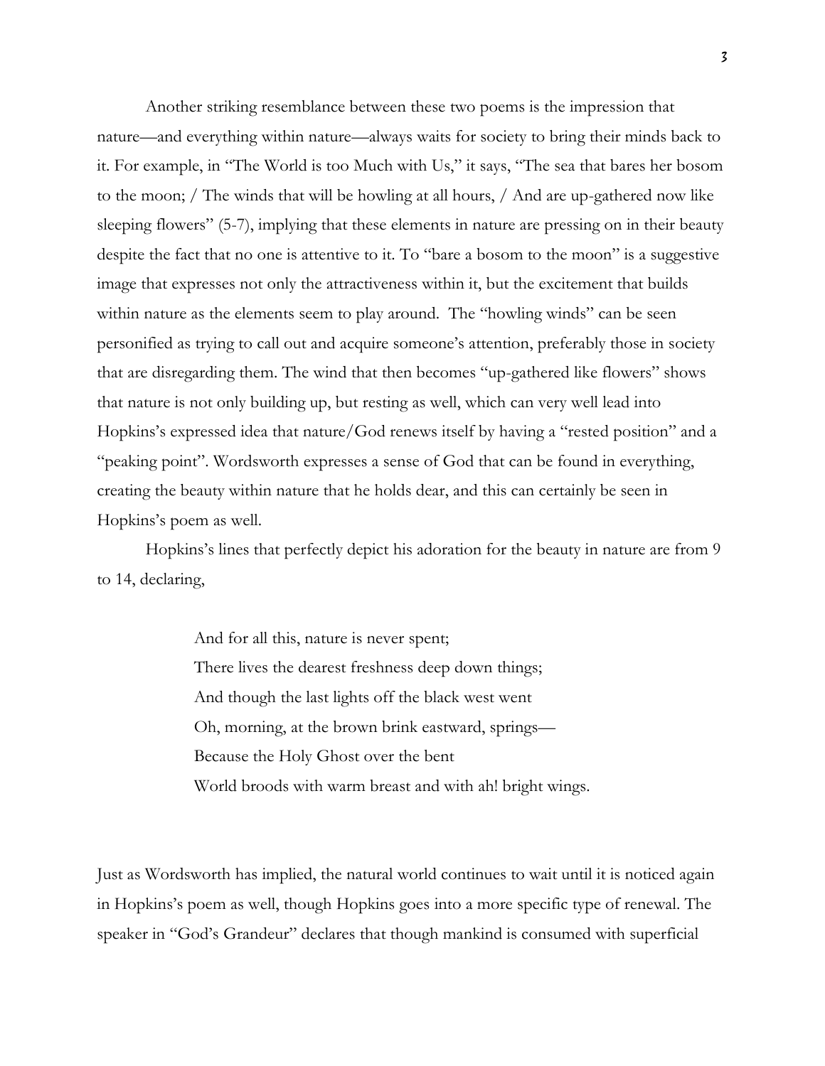Another striking resemblance between these two poems is the impression that nature—and everything within nature—always waits for society to bring their minds back to it. For example, in "The World is too Much with Us," it says, "The sea that bares her bosom to the moon; / The winds that will be howling at all hours, / And are up-gathered now like sleeping flowers" (5-7), implying that these elements in nature are pressing on in their beauty despite the fact that no one is attentive to it. To "bare a bosom to the moon" is a suggestive image that expresses not only the attractiveness within it, but the excitement that builds within nature as the elements seem to play around. The "howling winds" can be seen personified as trying to call out and acquire someone's attention, preferably those in society that are disregarding them. The wind that then becomes "up-gathered like flowers" shows that nature is not only building up, but resting as well, which can very well lead into Hopkins's expressed idea that nature/God renews itself by having a "rested position" and a "peaking point". Wordsworth expresses a sense of God that can be found in everything, creating the beauty within nature that he holds dear, and this can certainly be seen in Hopkins's poem as well.

Hopkins's lines that perfectly depict his adoration for the beauty in nature are from 9 to 14, declaring,

> And for all this, nature is never spent;
> There lives the dearest freshness deep down things;
> And though the last lights off the black west went
> Oh, morning, at the brown brink eastward, springs—
> Because the Holy Ghost over the bent
> World broods with warm breast and with ah! bright wings.

Just as Wordsworth has implied, the natural world continues to wait until it is noticed again in Hopkins's poem as well, though Hopkins goes into a more specific type of renewal. The speaker in "God's Grandeur" declares that though mankind is consumed with superficial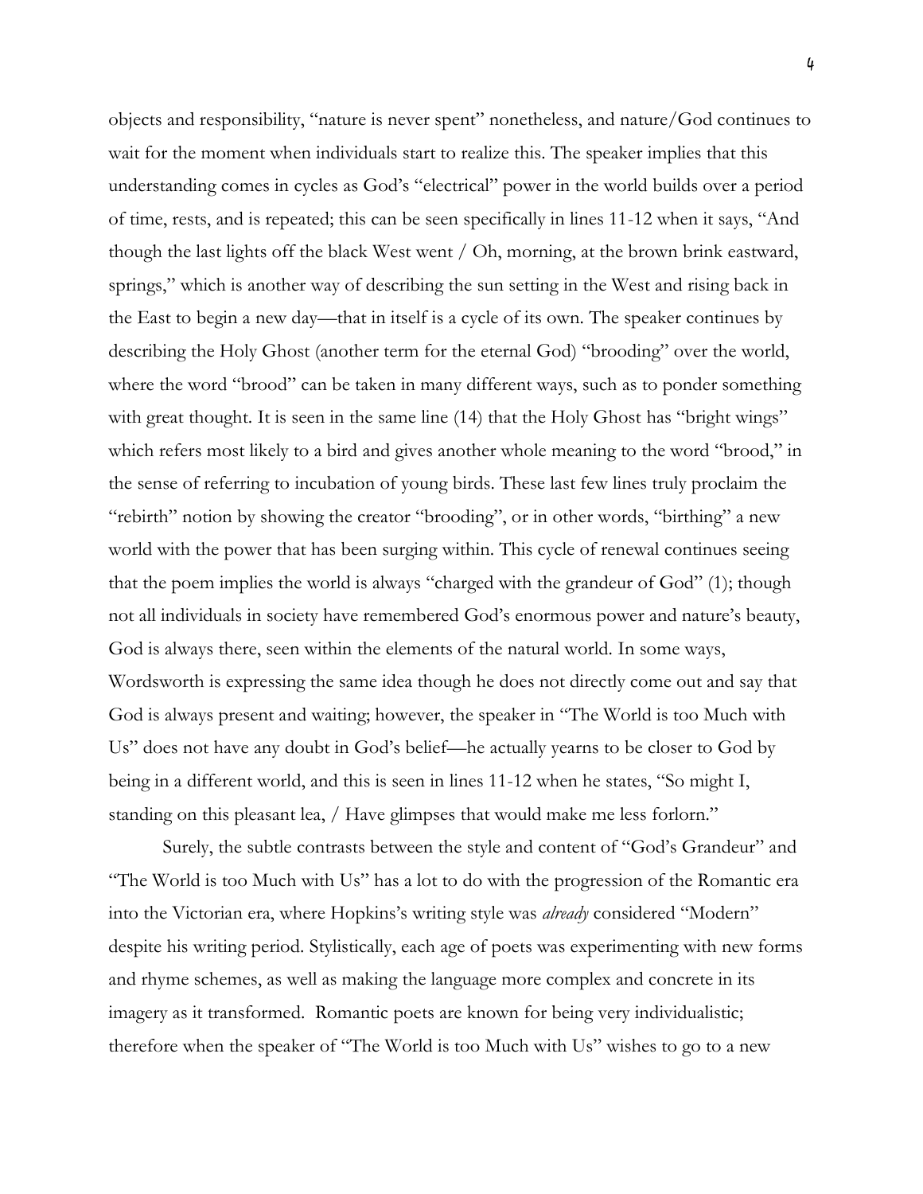objects and responsibility, "nature is never spent" nonetheless, and nature/God continues to wait for the moment when individuals start to realize this. The speaker implies that this understanding comes in cycles as God's "electrical" power in the world builds over a period of time, rests, and is repeated; this can be seen specifically in lines 11-12 when it says, "And though the last lights off the black West went / Oh, morning, at the brown brink eastward, springs," which is another way of describing the sun setting in the West and rising back in the East to begin a new day—that in itself is a cycle of its own. The speaker continues by describing the Holy Ghost (another term for the eternal God) "brooding" over the world, where the word "brood" can be taken in many different ways, such as to ponder something with great thought. It is seen in the same line (14) that the Holy Ghost has "bright wings" which refers most likely to a bird and gives another whole meaning to the word "brood," in the sense of referring to incubation of young birds. These last few lines truly proclaim the "rebirth" notion by showing the creator "brooding", or in other words, "birthing" a new world with the power that has been surging within. This cycle of renewal continues seeing that the poem implies the world is always "charged with the grandeur of God" (1); though not all individuals in society have remembered God's enormous power and nature's beauty, God is always there, seen within the elements of the natural world. In some ways, Wordsworth is expressing the same idea though he does not directly come out and say that God is always present and waiting; however, the speaker in "The World is too Much with Us" does not have any doubt in God's belief—he actually yearns to be closer to God by being in a different world, and this is seen in lines 11-12 when he states, "So might I, standing on this pleasant lea, / Have glimpses that would make me less forlorn."

Surely, the subtle contrasts between the style and content of "God's Grandeur" and "The World is too Much with Us" has a lot to do with the progression of the Romantic era into the Victorian era, where Hopkins's writing style was *already* considered "Modern" despite his writing period. Stylistically, each age of poets was experimenting with new forms and rhyme schemes, as well as making the language more complex and concrete in its imagery as it transformed. Romantic poets are known for being very individualistic; therefore when the speaker of "The World is too Much with Us" wishes to go to a new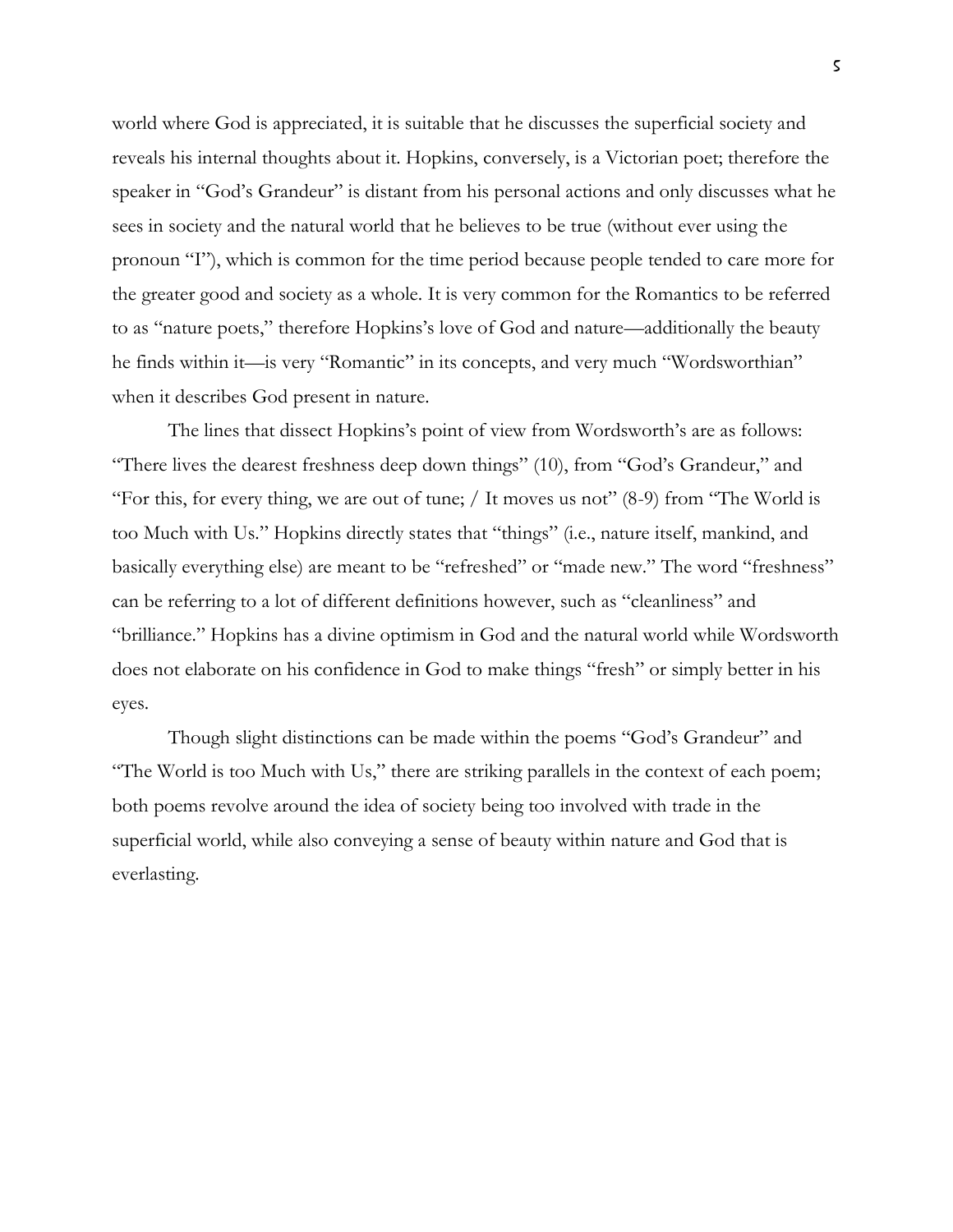world where God is appreciated, it is suitable that he discusses the superficial society and reveals his internal thoughts about it. Hopkins, conversely, is a Victorian poet; therefore the speaker in "God's Grandeur" is distant from his personal actions and only discusses what he sees in society and the natural world that he believes to be true (without ever using the pronoun "I"), which is common for the time period because people tended to care more for the greater good and society as a whole. It is very common for the Romantics to be referred to as "nature poets," therefore Hopkins's love of God and nature—additionally the beauty he finds within it—is very "Romantic" in its concepts, and very much "Wordsworthian" when it describes God present in nature.

The lines that dissect Hopkins's point of view from Wordsworth's are as follows: "There lives the dearest freshness deep down things" (10), from "God's Grandeur," and "For this, for every thing, we are out of tune; / It moves us not" (8-9) from "The World is too Much with Us." Hopkins directly states that "things" (i.e., nature itself, mankind, and basically everything else) are meant to be "refreshed" or "made new." The word "freshness" can be referring to a lot of different definitions however, such as "cleanliness" and "brilliance." Hopkins has a divine optimism in God and the natural world while Wordsworth does not elaborate on his confidence in God to make things "fresh" or simply better in his eyes.

Though slight distinctions can be made within the poems "God's Grandeur" and "The World is too Much with Us," there are striking parallels in the context of each poem; both poems revolve around the idea of society being too involved with trade in the superficial world, while also conveying a sense of beauty within nature and God that is everlasting.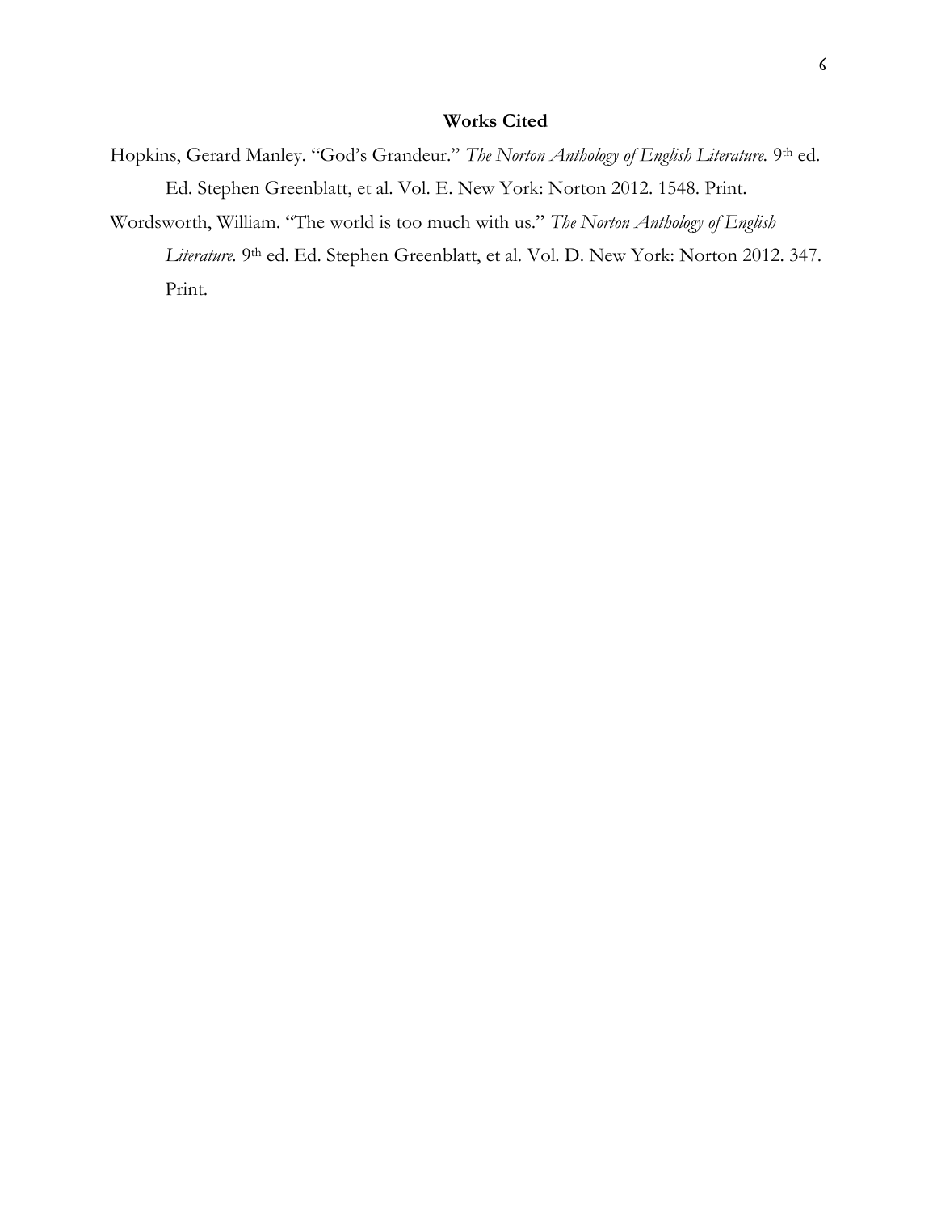## Works Cited

Hopkins, Gerard Manley. "God's Grandeur." *The Norton Anthology of English Literature.* 9th ed. Ed. Stephen Greenblatt, et al. Vol. E. New York: Norton 2012. 1548. Print.

Wordsworth, William. "The world is too much with us." *The Norton Anthology of English Literature.* 9th ed. Ed. Stephen Greenblatt, et al. Vol. D. New York: Norton 2012. 347. Print.